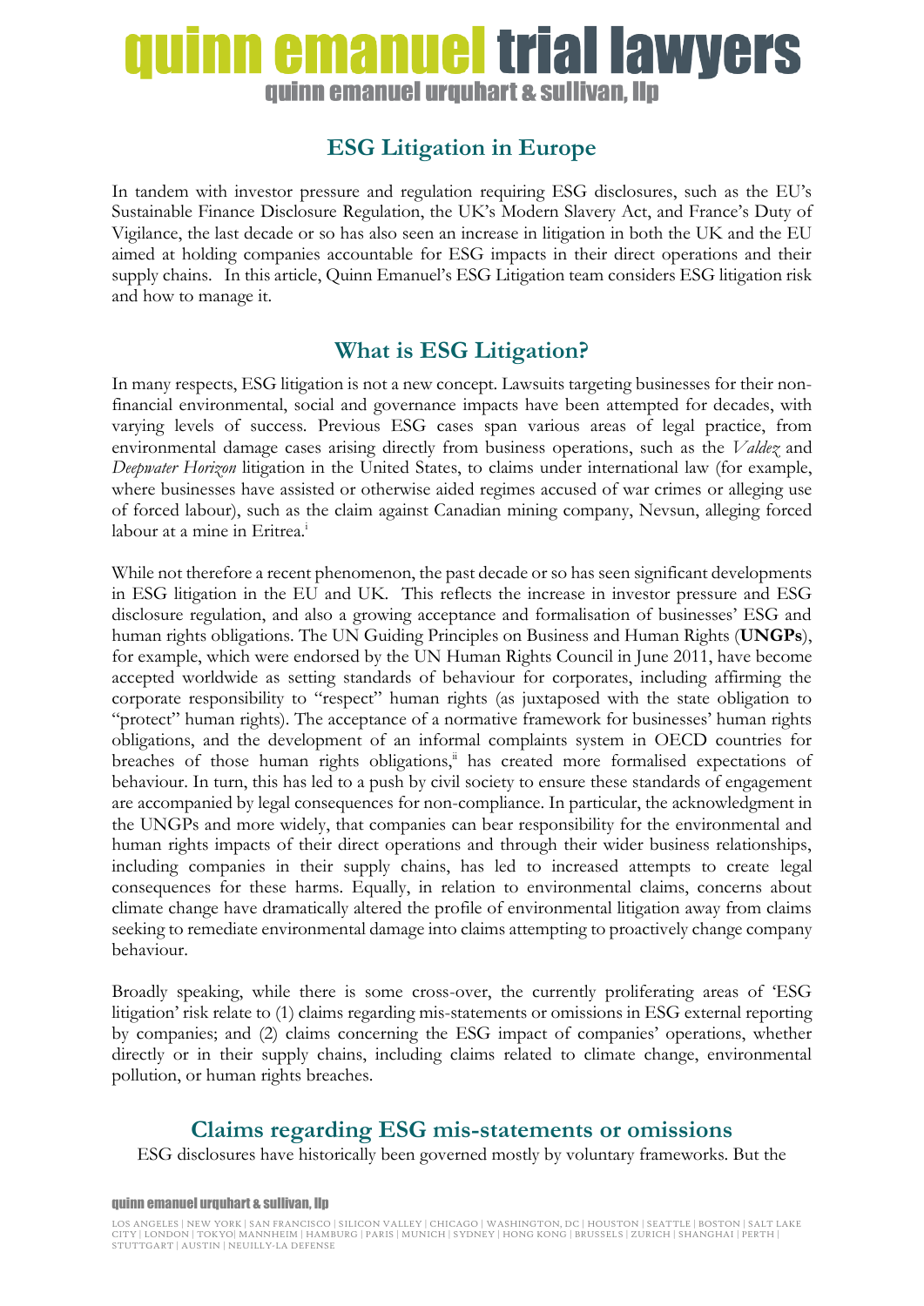# ESG Litigation in Europe

In tandem with investor pressure and regulation requiring ESG disclosures, such as the EU's Sustainable Finance Disclosure Regulation, the UK's Modern Slavery Act, and France's Duty of Vigilance, the last decade or so has also seen an increase in litigation in both the UK and the EU aimed at holding companies accountable for ESG impacts in their direct operations and their supply chains. In this article, Quinn Emanuel's ESG Litigation team considers ESG litigation risk and how to manage it.

## What is ESG Litigation?

In many respects, ESG litigation is not a new concept. Lawsuits targeting businesses for their non-financial environmental, social and governance impacts have been attempted for decades, with varying levels of success. Previous ESG cases span various areas of legal practice, from environmental damage cases arising directly from business operations, such as the *Valdez* and *Deepwater Horizon* litigation in the United States, to claims under international law (for example, where businesses have assisted or otherwise aided regimes accused of war crimes or alleging use of forced labour), such as the claim against Canadian mining company, Nevsun, alleging forced labour at a mine in Eritrea.[i]

While not therefore a recent phenomenon, the past decade or so has seen significant developments in ESG litigation in the EU and UK. This reflects the increase in investor pressure and ESG disclosure regulation, and also a growing acceptance and formalisation of businesses' ESG and human rights obligations. The UN Guiding Principles on Business and Human Rights (**UNGPs**), for example, which were endorsed by the UN Human Rights Council in June 2011, have become accepted worldwide as setting standards of behaviour for corporates, including affirming the corporate responsibility to "respect" human rights (as juxtaposed with the state obligation to "protect" human rights). The acceptance of a normative framework for businesses' human rights obligations, and the development of an informal complaints system in OECD countries for breaches of those human rights obligations,[ii] has created more formalised expectations of behaviour. In turn, this has led to a push by civil society to ensure these standards of engagement are accompanied by legal consequences for non-compliance. In particular, the acknowledgment in the UNGPs and more widely, that companies can bear responsibility for the environmental and human rights impacts of their direct operations and through their wider business relationships, including companies in their supply chains, has led to increased attempts to create legal consequences for these harms. Equally, in relation to environmental claims, concerns about climate change have dramatically altered the profile of environmental litigation away from claims seeking to remediate environmental damage into claims attempting to proactively change company behaviour.

Broadly speaking, while there is some cross-over, the currently proliferating areas of 'ESG litigation' risk relate to (1) claims regarding mis-statements or omissions in ESG external reporting by companies; and (2) claims concerning the ESG impact of companies' operations, whether directly or in their supply chains, including claims related to climate change, environmental pollution, or human rights breaches.

## Claims regarding ESG mis-statements or omissions

ESG disclosures have historically been governed mostly by voluntary frameworks. But the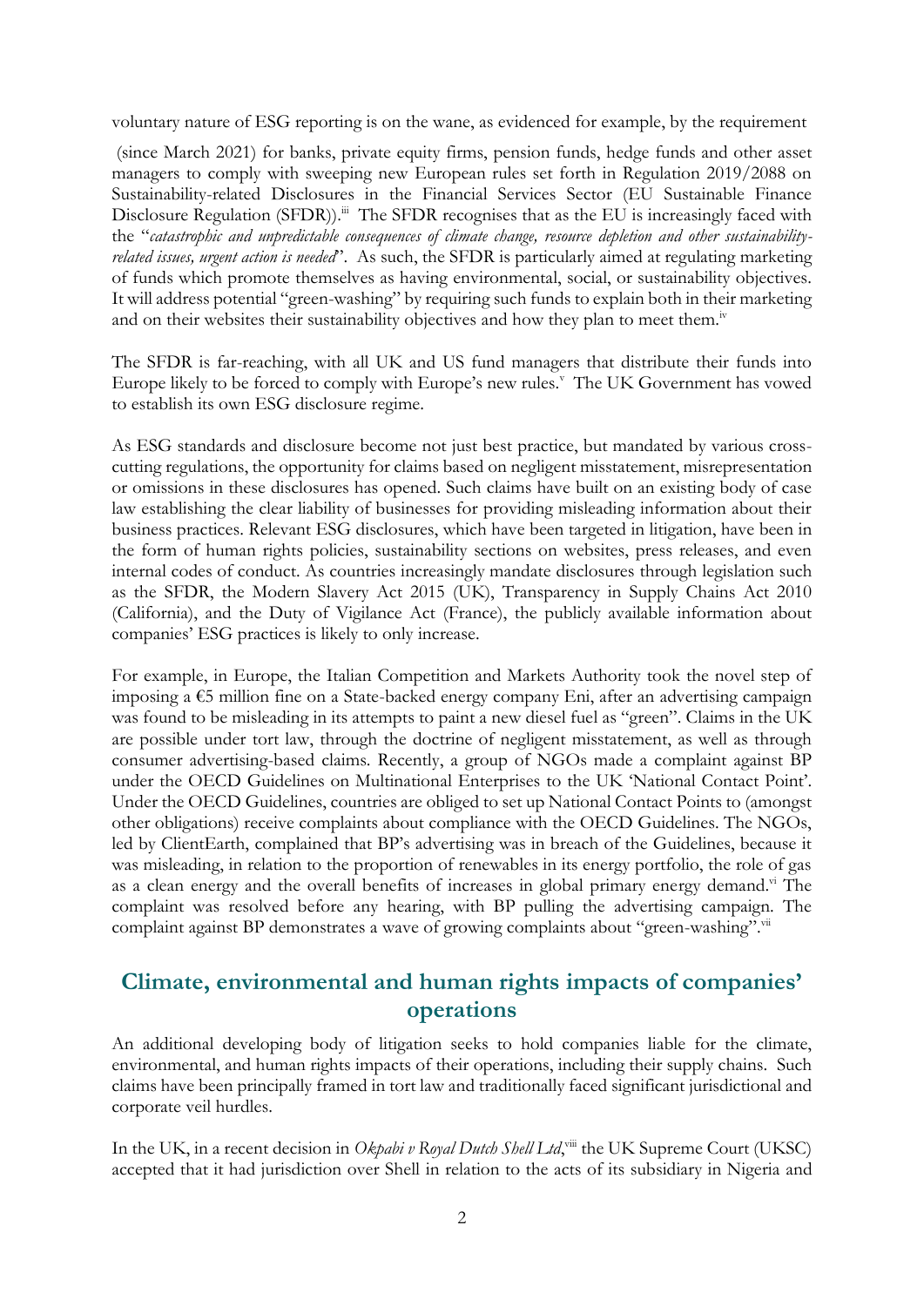voluntary nature of ESG reporting is on the wane, as evidenced for example, by the requirement

(since March 2021) for banks, private equity firms, pension funds, hedge funds and other asset managers to comply with sweeping new European rules set forth in Regulation 2019/2088 on Sustainability-related Disclosures in the Financial Services Sector (EU Sustainable Finance Disclosure Regulation (SFDR)).[iii] The SFDR recognises that as the EU is increasingly faced with the "*catastrophic and unpredictable consequences of climate change, resource depletion and other sustainability-related issues, urgent action is needed*". As such, the SFDR is particularly aimed at regulating marketing of funds which promote themselves as having environmental, social, or sustainability objectives. It will address potential "green-washing" by requiring such funds to explain both in their marketing and on their websites their sustainability objectives and how they plan to meet them.[iv]

The SFDR is far-reaching, with all UK and US fund managers that distribute their funds into Europe likely to be forced to comply with Europe's new rules.[v] The UK Government has vowed to establish its own ESG disclosure regime.

As ESG standards and disclosure become not just best practice, but mandated by various cross-cutting regulations, the opportunity for claims based on negligent misstatement, misrepresentation or omissions in these disclosures has opened. Such claims have built on an existing body of case law establishing the clear liability of businesses for providing misleading information about their business practices. Relevant ESG disclosures, which have been targeted in litigation, have been in the form of human rights policies, sustainability sections on websites, press releases, and even internal codes of conduct. As countries increasingly mandate disclosures through legislation such as the SFDR, the Modern Slavery Act 2015 (UK), Transparency in Supply Chains Act 2010 (California), and the Duty of Vigilance Act (France), the publicly available information about companies' ESG practices is likely to only increase.

For example, in Europe, the Italian Competition and Markets Authority took the novel step of imposing a €5 million fine on a State-backed energy company Eni, after an advertising campaign was found to be misleading in its attempts to paint a new diesel fuel as "green". Claims in the UK are possible under tort law, through the doctrine of negligent misstatement, as well as through consumer advertising-based claims. Recently, a group of NGOs made a complaint against BP under the OECD Guidelines on Multinational Enterprises to the UK 'National Contact Point'. Under the OECD Guidelines, countries are obliged to set up National Contact Points to (amongst other obligations) receive complaints about compliance with the OECD Guidelines. The NGOs, led by ClientEarth, complained that BP's advertising was in breach of the Guidelines, because it was misleading, in relation to the proportion of renewables in its energy portfolio, the role of gas as a clean energy and the overall benefits of increases in global primary energy demand.[vi] The complaint was resolved before any hearing, with BP pulling the advertising campaign. The complaint against BP demonstrates a wave of growing complaints about "green-washing".[vii]

## Climate, environmental and human rights impacts of companies' operations

An additional developing body of litigation seeks to hold companies liable for the climate, environmental, and human rights impacts of their operations, including their supply chains. Such claims have been principally framed in tort law and traditionally faced significant jurisdictional and corporate veil hurdles.

In the UK, in a recent decision in *Okpabi v Royal Dutch Shell Ltd*,[viii] the UK Supreme Court (UKSC) accepted that it had jurisdiction over Shell in relation to the acts of its subsidiary in Nigeria and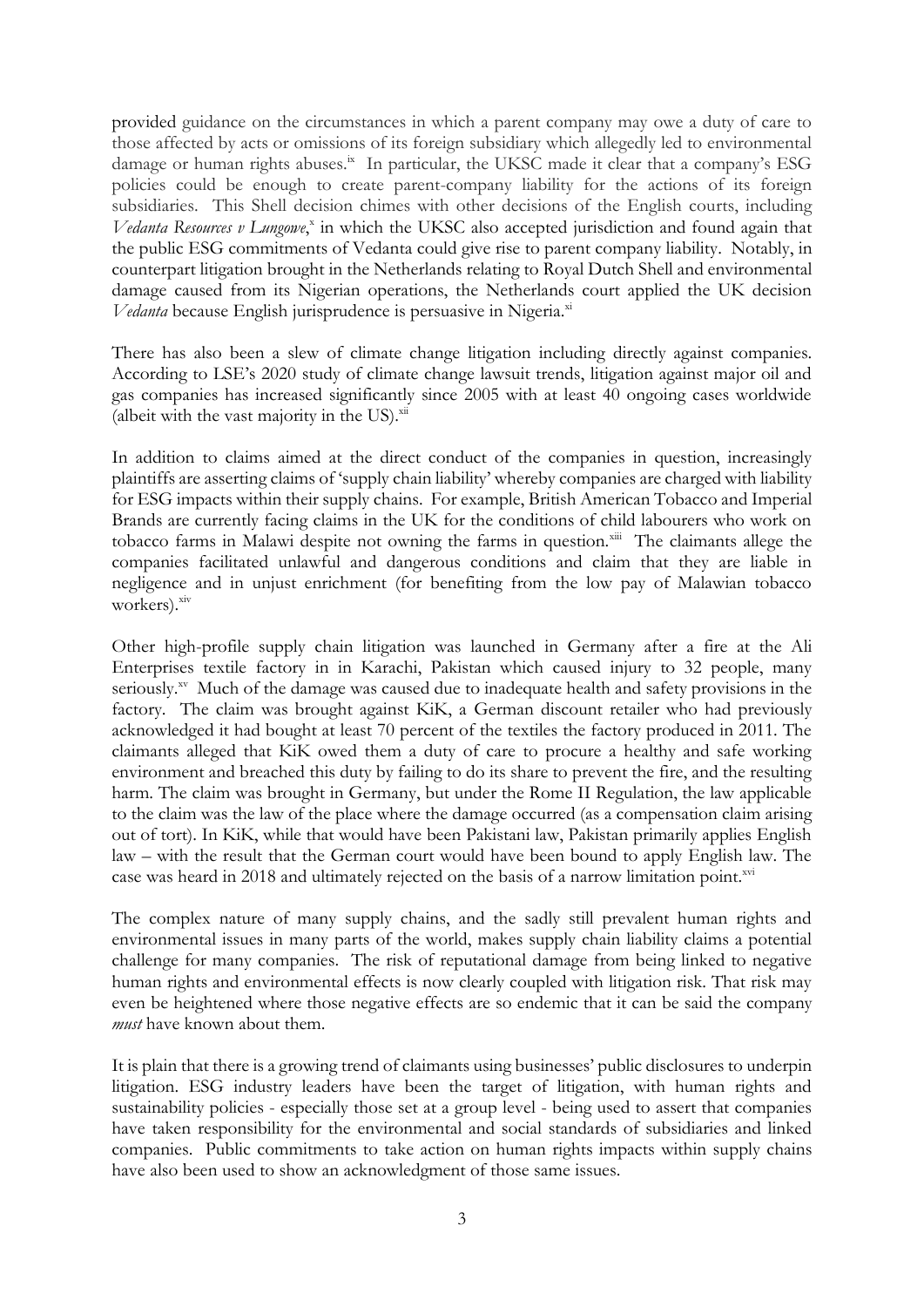provided guidance on the circumstances in which a parent company may owe a duty of care to those affected by acts or omissions of its foreign subsidiary which allegedly led to environmental damage or human rights abuses.[ix] In particular, the UKSC made it clear that a company's ESG policies could be enough to create parent-company liability for the actions of its foreign subsidiaries. This Shell decision chimes with other decisions of the English courts, including *Vedanta Resources v Lungowe*,[x] in which the UKSC also accepted jurisdiction and found again that the public ESG commitments of Vedanta could give rise to parent company liability. Notably, in counterpart litigation brought in the Netherlands relating to Royal Dutch Shell and environmental damage caused from its Nigerian operations, the Netherlands court applied the UK decision *Vedanta* because English jurisprudence is persuasive in Nigeria.[xi]

There has also been a slew of climate change litigation including directly against companies. According to LSE's 2020 study of climate change lawsuit trends, litigation against major oil and gas companies has increased significantly since 2005 with at least 40 ongoing cases worldwide (albeit with the vast majority in the US).[xii]

In addition to claims aimed at the direct conduct of the companies in question, increasingly plaintiffs are asserting claims of 'supply chain liability' whereby companies are charged with liability for ESG impacts within their supply chains. For example, British American Tobacco and Imperial Brands are currently facing claims in the UK for the conditions of child labourers who work on tobacco farms in Malawi despite not owning the farms in question.[xiii] The claimants allege the companies facilitated unlawful and dangerous conditions and claim that they are liable in negligence and in unjust enrichment (for benefiting from the low pay of Malawian tobacco workers).[xiv]

Other high-profile supply chain litigation was launched in Germany after a fire at the Ali Enterprises textile factory in in Karachi, Pakistan which caused injury to 32 people, many seriously.[xv] Much of the damage was caused due to inadequate health and safety provisions in the factory. The claim was brought against KiK, a German discount retailer who had previously acknowledged it had bought at least 70 percent of the textiles the factory produced in 2011. The claimants alleged that KiK owed them a duty of care to procure a healthy and safe working environment and breached this duty by failing to do its share to prevent the fire, and the resulting harm. The claim was brought in Germany, but under the Rome II Regulation, the law applicable to the claim was the law of the place where the damage occurred (as a compensation claim arising out of tort). In KiK, while that would have been Pakistani law, Pakistan primarily applies English law – with the result that the German court would have been bound to apply English law. The case was heard in 2018 and ultimately rejected on the basis of a narrow limitation point.[xvi]

The complex nature of many supply chains, and the sadly still prevalent human rights and environmental issues in many parts of the world, makes supply chain liability claims a potential challenge for many companies. The risk of reputational damage from being linked to negative human rights and environmental effects is now clearly coupled with litigation risk. That risk may even be heightened where those negative effects are so endemic that it can be said the company *must* have known about them.

It is plain that there is a growing trend of claimants using businesses' public disclosures to underpin litigation. ESG industry leaders have been the target of litigation, with human rights and sustainability policies - especially those set at a group level - being used to assert that companies have taken responsibility for the environmental and social standards of subsidiaries and linked companies. Public commitments to take action on human rights impacts within supply chains have also been used to show an acknowledgment of those same issues.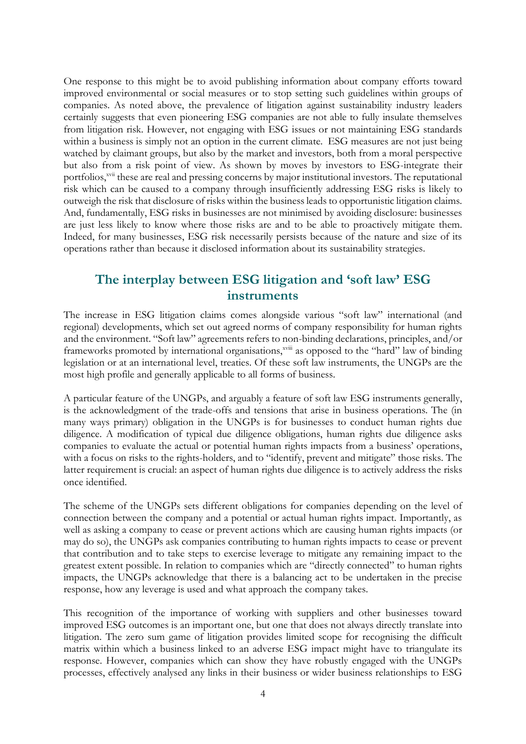One response to this might be to avoid publishing information about company efforts toward improved environmental or social measures or to stop setting such guidelines within groups of companies. As noted above, the prevalence of litigation against sustainability industry leaders certainly suggests that even pioneering ESG companies are not able to fully insulate themselves from litigation risk. However, not engaging with ESG issues or not maintaining ESG standards within a business is simply not an option in the current climate. ESG measures are not just being watched by claimant groups, but also by the market and investors, both from a moral perspective but also from a risk point of view. As shown by moves by investors to ESG-integrate their portfolios,[xvii] these are real and pressing concerns by major institutional investors. The reputational risk which can be caused to a company through insufficiently addressing ESG risks is likely to outweigh the risk that disclosure of risks within the business leads to opportunistic litigation claims. And, fundamentally, ESG risks in businesses are not minimised by avoiding disclosure: businesses are just less likely to know where those risks are and to be able to proactively mitigate them. Indeed, for many businesses, ESG risk necessarily persists because of the nature and size of its operations rather than because it disclosed information about its sustainability strategies.

## The interplay between ESG litigation and 'soft law' ESG instruments

The increase in ESG litigation claims comes alongside various "soft law" international (and regional) developments, which set out agreed norms of company responsibility for human rights and the environment. "Soft law" agreements refers to non-binding declarations, principles, and/or frameworks promoted by international organisations,[xviii] as opposed to the "hard" law of binding legislation or at an international level, treaties. Of these soft law instruments, the UNGPs are the most high profile and generally applicable to all forms of business.

A particular feature of the UNGPs, and arguably a feature of soft law ESG instruments generally, is the acknowledgment of the trade-offs and tensions that arise in business operations. The (in many ways primary) obligation in the UNGPs is for businesses to conduct human rights due diligence. A modification of typical due diligence obligations, human rights due diligence asks companies to evaluate the actual or potential human rights impacts from a business' operations, with a focus on risks to the rights-holders, and to "identify, prevent and mitigate" those risks. The latter requirement is crucial: an aspect of human rights due diligence is to actively address the risks once identified.

The scheme of the UNGPs sets different obligations for companies depending on the level of connection between the company and a potential or actual human rights impact. Importantly, as well as asking a company to cease or prevent actions which are causing human rights impacts (or may do so), the UNGPs ask companies contributing to human rights impacts to cease or prevent that contribution and to take steps to exercise leverage to mitigate any remaining impact to the greatest extent possible. In relation to companies which are "directly connected" to human rights impacts, the UNGPs acknowledge that there is a balancing act to be undertaken in the precise response, how any leverage is used and what approach the company takes.

This recognition of the importance of working with suppliers and other businesses toward improved ESG outcomes is an important one, but one that does not always directly translate into litigation. The zero sum game of litigation provides limited scope for recognising the difficult matrix within which a business linked to an adverse ESG impact might have to triangulate its response. However, companies which can show they have robustly engaged with the UNGPs processes, effectively analysed any links in their business or wider business relationships to ESG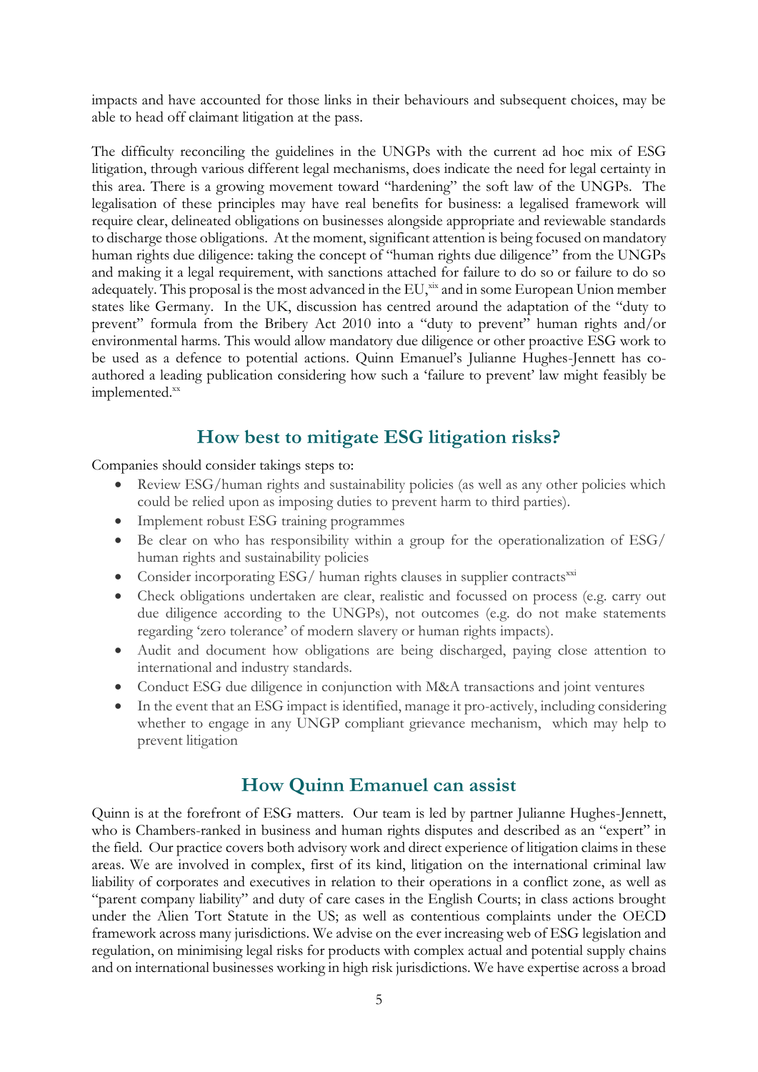impacts and have accounted for those links in their behaviours and subsequent choices, may be able to head off claimant litigation at the pass.

The difficulty reconciling the guidelines in the UNGPs with the current ad hoc mix of ESG litigation, through various different legal mechanisms, does indicate the need for legal certainty in this area. There is a growing movement toward "hardening" the soft law of the UNGPs. The legalisation of these principles may have real benefits for business: a legalised framework will require clear, delineated obligations on businesses alongside appropriate and reviewable standards to discharge those obligations. At the moment, significant attention is being focused on mandatory human rights due diligence: taking the concept of "human rights due diligence" from the UNGPs and making it a legal requirement, with sanctions attached for failure to do so or failure to do so adequately. This proposal is the most advanced in the EU,[xix] and in some European Union member states like Germany. In the UK, discussion has centred around the adaptation of the "duty to prevent" formula from the Bribery Act 2010 into a "duty to prevent" human rights and/or environmental harms. This would allow mandatory due diligence or other proactive ESG work to be used as a defence to potential actions. Quinn Emanuel's Julianne Hughes-Jennett has co-authored a leading publication considering how such a 'failure to prevent' law might feasibly be implemented.[xx]

## How best to mitigate ESG litigation risks?

Companies should consider takings steps to:

- Review ESG/human rights and sustainability policies (as well as any other policies which could be relied upon as imposing duties to prevent harm to third parties).
- Implement robust ESG training programmes
- Be clear on who has responsibility within a group for the operationalization of ESG/ human rights and sustainability policies
- Consider incorporating ESG/ human rights clauses in supplier contracts[xxi]
- Check obligations undertaken are clear, realistic and focussed on process (e.g. carry out due diligence according to the UNGPs), not outcomes (e.g. do not make statements regarding 'zero tolerance' of modern slavery or human rights impacts).
- Audit and document how obligations are being discharged, paying close attention to international and industry standards.
- Conduct ESG due diligence in conjunction with M&A transactions and joint ventures
- In the event that an ESG impact is identified, manage it pro-actively, including considering whether to engage in any UNGP compliant grievance mechanism, which may help to prevent litigation

## How Quinn Emanuel can assist

Quinn is at the forefront of ESG matters. Our team is led by partner Julianne Hughes-Jennett, who is Chambers-ranked in business and human rights disputes and described as an "expert" in the field. Our practice covers both advisory work and direct experience of litigation claims in these areas. We are involved in complex, first of its kind, litigation on the international criminal law liability of corporates and executives in relation to their operations in a conflict zone, as well as "parent company liability" and duty of care cases in the English Courts; in class actions brought under the Alien Tort Statute in the US; as well as contentious complaints under the OECD framework across many jurisdictions. We advise on the ever increasing web of ESG legislation and regulation, on minimising legal risks for products with complex actual and potential supply chains and on international businesses working in high risk jurisdictions. We have expertise across a broad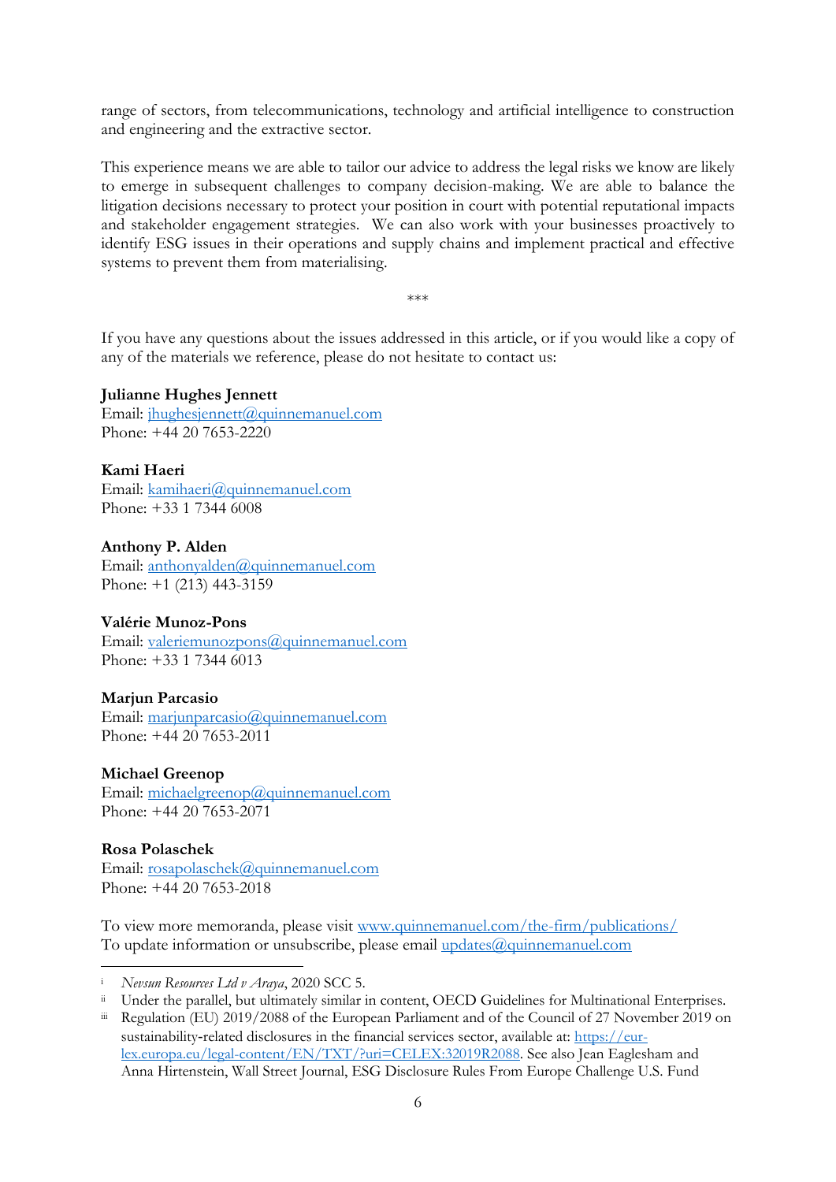range of sectors, from telecommunications, technology and artificial intelligence to construction and engineering and the extractive sector.

This experience means we are able to tailor our advice to address the legal risks we know are likely to emerge in subsequent challenges to company decision-making. We are able to balance the litigation decisions necessary to protect your position in court with potential reputational impacts and stakeholder engagement strategies. We can also work with your businesses proactively to identify ESG issues in their operations and supply chains and implement practical and effective systems to prevent them from materialising.

***

If you have any questions about the issues addressed in this article, or if you would like a copy of any of the materials we reference, please do not hesitate to contact us:

**Julianne Hughes Jennett**
Email: jhughesjennett@quinnemanuel.com
Phone: +44 20 7653-2220

**Kami Haeri**
Email: kamihaeri@quinnemanuel.com
Phone: +33 1 7344 6008

**Anthony P. Alden**
Email: anthonyalden@quinnemanuel.com
Phone: +1 (213) 443-3159

**Valérie Munoz-Pons**
Email: valeriemunozpons@quinnemanuel.com
Phone: +33 1 7344 6013

**Marjun Parcasio**
Email: marjunparcasio@quinnemanuel.com
Phone: +44 20 7653-2011

**Michael Greenop**
Email: michaelgreenop@quinnemanuel.com
Phone: +44 20 7653-2071

**Rosa Polaschek**
Email: rosapolaschek@quinnemanuel.com
Phone: +44 20 7653-2018

To view more memoranda, please visit www.quinnemanuel.com/the-firm/publications/
To update information or unsubscribe, please email updates@quinnemanuel.com

---

[i] *Nevsun Resources Ltd v Araya*, 2020 SCC 5.

[ii] Under the parallel, but ultimately similar in content, OECD Guidelines for Multinational Enterprises.

[iii] Regulation (EU) 2019/2088 of the European Parliament and of the Council of 27 November 2019 on sustainability-related disclosures in the financial services sector, available at: https://eur-lex.europa.eu/legal-content/EN/TXT/?uri=CELEX:32019R2088. See also Jean Eaglesham and Anna Hirtenstein, Wall Street Journal, ESG Disclosure Rules From Europe Challenge U.S. Fund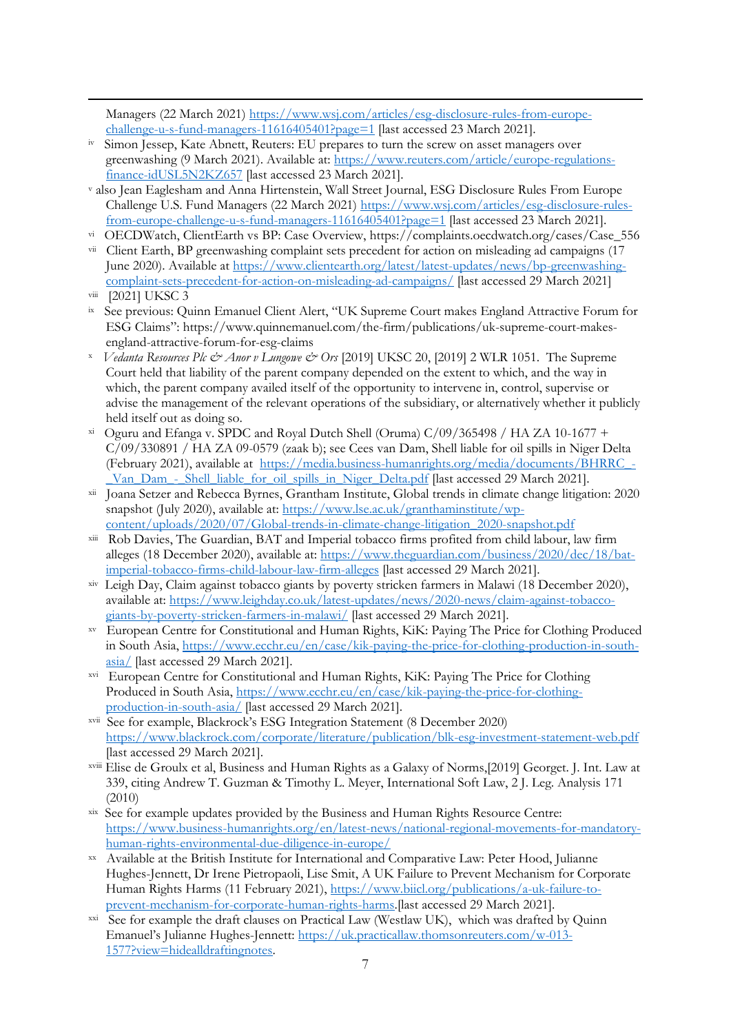Managers (22 March 2021) [https://www.wsj.com/articles/esg-disclosure-rules-from-europe-challenge-u-s-fund-managers-11616405401?page=1](https://www.wsj.com/articles/esg-disclosure-rules-from-europe-challenge-u-s-fund-managers-11616405401?page=1) [last accessed 23 March 2021].

[iv] Simon Jessep, Kate Abnett, Reuters: EU prepares to turn the screw on asset managers over greenwashing (9 March 2021). Available at: [https://www.reuters.com/article/europe-regulations-finance-idUSL5N2KZ657](https://www.reuters.com/article/europe-regulations-finance-idUSL5N2KZ657) [last accessed 23 March 2021].

[v] also Jean Eaglesham and Anna Hirtenstein, Wall Street Journal, ESG Disclosure Rules From Europe Challenge U.S. Fund Managers (22 March 2021) [https://www.wsj.com/articles/esg-disclosure-rules-from-europe-challenge-u-s-fund-managers-11616405401?page=1](https://www.wsj.com/articles/esg-disclosure-rules-from-europe-challenge-u-s-fund-managers-11616405401?page=1) [last accessed 23 March 2021].

[vi] OECDWatch, ClientEarth vs BP: Case Overview, https://complaints.oecdwatch.org/cases/Case_556

[vii] Client Earth, BP greenwashing complaint sets precedent for action on misleading ad campaigns (17 June 2020). Available at [https://www.clientearth.org/latest/latest-updates/news/bp-greenwashing-complaint-sets-precedent-for-action-on-misleading-ad-campaigns/](https://www.clientearth.org/latest/latest-updates/news/bp-greenwashing-complaint-sets-precedent-for-action-on-misleading-ad-campaigns/) [last accessed 29 March 2021]

[viii] [2021] UKSC 3

[ix] See previous: Quinn Emanuel Client Alert, "UK Supreme Court makes England Attractive Forum for ESG Claims": https://www.quinnemanuel.com/the-firm/publications/uk-supreme-court-makes-england-attractive-forum-for-esg-claims

[x] *Vedanta Resources Plc & Anor v Lungowe & Ors* [2019] UKSC 20, [2019] 2 WLR 1051. The Supreme Court held that liability of the parent company depended on the extent to which, and the way in which, the parent company availed itself of the opportunity to intervene in, control, supervise or advise the management of the relevant operations of the subsidiary, or alternatively whether it publicly held itself out as doing so.

[xi] Oguru and Efanga v. SPDC and Royal Dutch Shell (Oruma) C/09/365498 / HA ZA 10-1677 + C/09/330891 / HA ZA 09-0579 (zaak b); see Cees van Dam, Shell liable for oil spills in Niger Delta (February 2021), available at [https://media.business-humanrights.org/media/documents/BHRRC_-_Van_Dam_-_Shell_liable_for_oil_spills_in_Niger_Delta.pdf](https://media.business-humanrights.org/media/documents/BHRRC_-_Van_Dam_-_Shell_liable_for_oil_spills_in_Niger_Delta.pdf) [last accessed 29 March 2021].

[xii] Joana Setzer and Rebecca Byrnes, Grantham Institute, Global trends in climate change litigation: 2020 snapshot (July 2020), available at: [https://www.lse.ac.uk/granthaminstitute/wp-content/uploads/2020/07/Global-trends-in-climate-change-litigation_2020-snapshot.pdf](https://www.lse.ac.uk/granthaminstitute/wp-content/uploads/2020/07/Global-trends-in-climate-change-litigation_2020-snapshot.pdf)

[xiii] Rob Davies, The Guardian, BAT and Imperial tobacco firms profited from child labour, law firm alleges (18 December 2020), available at: [https://www.theguardian.com/business/2020/dec/18/bat-imperial-tobacco-firms-child-labour-law-firm-alleges](https://www.theguardian.com/business/2020/dec/18/bat-imperial-tobacco-firms-child-labour-law-firm-alleges) [last accessed 29 March 2021].

[xiv] Leigh Day, Claim against tobacco giants by poverty stricken farmers in Malawi (18 December 2020), available at: [https://www.leighday.co.uk/latest-updates/news/2020-news/claim-against-tobacco-giants-by-poverty-stricken-farmers-in-malawi/](https://www.leighday.co.uk/latest-updates/news/2020-news/claim-against-tobacco-giants-by-poverty-stricken-farmers-in-malawi/) [last accessed 29 March 2021].

[xv] European Centre for Constitutional and Human Rights, KiK: Paying The Price for Clothing Produced in South Asia, [https://www.ecchr.eu/en/case/kik-paying-the-price-for-clothing-production-in-south-asia/](https://www.ecchr.eu/en/case/kik-paying-the-price-for-clothing-production-in-south-asia/) [last accessed 29 March 2021].

[xvi] European Centre for Constitutional and Human Rights, KiK: Paying The Price for Clothing Produced in South Asia, [https://www.ecchr.eu/en/case/kik-paying-the-price-for-clothing-production-in-south-asia/](https://www.ecchr.eu/en/case/kik-paying-the-price-for-clothing-production-in-south-asia/) [last accessed 29 March 2021].

[xvii] See for example, Blackrock's ESG Integration Statement (8 December 2020) [https://www.blackrock.com/corporate/literature/publication/blk-esg-investment-statement-web.pdf](https://www.blackrock.com/corporate/literature/publication/blk-esg-investment-statement-web.pdf) [last accessed 29 March 2021].

[xviii] Elise de Groulx et al, Business and Human Rights as a Galaxy of Norms,[2019] Georget. J. Int. Law at 339, citing Andrew T. Guzman & Timothy L. Meyer, International Soft Law, 2 J. Leg. Analysis 171 (2010)

[xix] See for example updates provided by the Business and Human Rights Resource Centre: [https://www.business-humanrights.org/en/latest-news/national-regional-movements-for-mandatory-human-rights-environmental-due-diligence-in-europe/](https://www.business-humanrights.org/en/latest-news/national-regional-movements-for-mandatory-human-rights-environmental-due-diligence-in-europe/)

[xx] Available at the British Institute for International and Comparative Law: Peter Hood, Julianne Hughes-Jennett, Dr Irene Pietropaoli, Lise Smit, A UK Failure to Prevent Mechanism for Corporate Human Rights Harms (11 February 2021), [https://www.biicl.org/publications/a-uk-failure-to-prevent-mechanism-for-corporate-human-rights-harms](https://www.biicl.org/publications/a-uk-failure-to-prevent-mechanism-for-corporate-human-rights-harms).[last accessed 29 March 2021].

[xxi] See for example the draft clauses on Practical Law (Westlaw UK), which was drafted by Quinn Emanuel's Julianne Hughes-Jennett: [https://uk.practicallaw.thomsonreuters.com/w-013-1577?view=hidealldraftingnotes](https://uk.practicallaw.thomsonreuters.com/w-013-1577?view=hidealldraftingnotes).